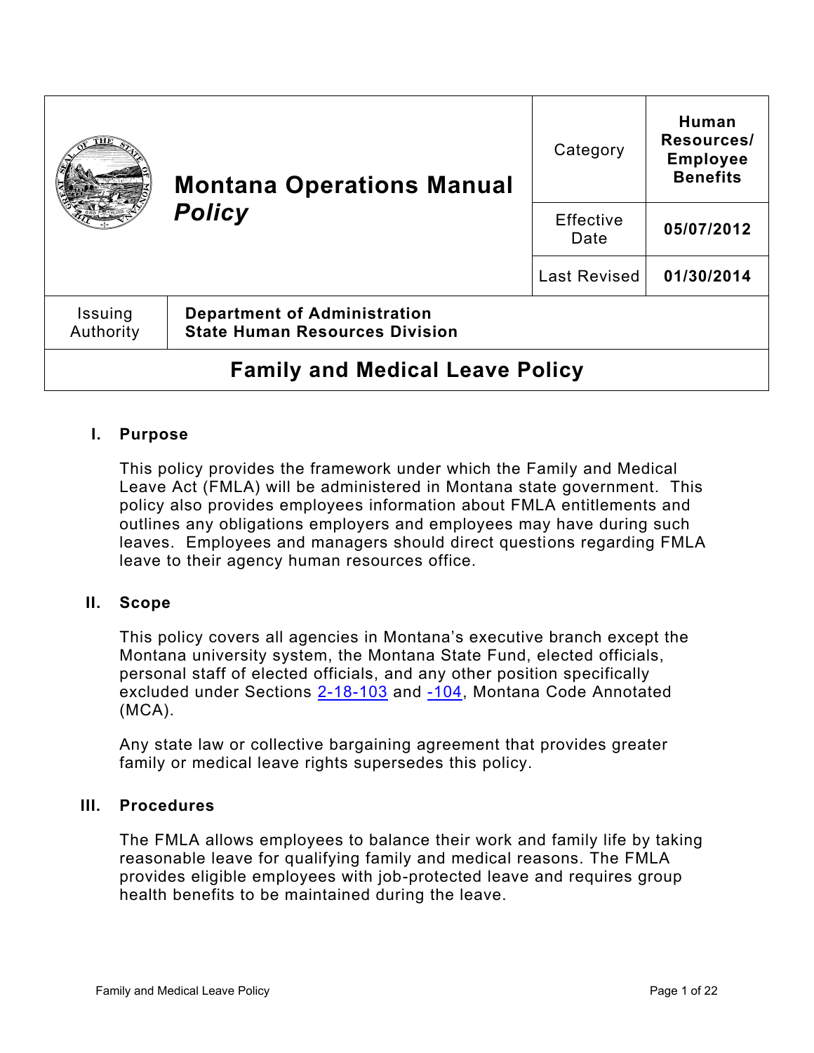| Montana Operations Manual *Policy* | | Category | Human Resources/ Employee Benefits |
|---|---|---|---|
| | | Effective Date | 05/07/2012 |
| | | Last Revised | 01/30/2014 |
| Issuing Authority | Department of Administration State Human Resources Division | | |

# Family and Medical Leave Policy

## I. Purpose

This policy provides the framework under which the Family and Medical Leave Act (FMLA) will be administered in Montana state government. This policy also provides employees information about FMLA entitlements and outlines any obligations employers and employees may have during such leaves. Employees and managers should direct questions regarding FMLA leave to their agency human resources office.

## II. Scope

This policy covers all agencies in Montana's executive branch except the Montana university system, the Montana State Fund, elected officials, personal staff of elected officials, and any other position specifically excluded under Sections 2-18-103 and -104, Montana Code Annotated (MCA).

Any state law or collective bargaining agreement that provides greater family or medical leave rights supersedes this policy.

## III. Procedures

The FMLA allows employees to balance their work and family life by taking reasonable leave for qualifying family and medical reasons. The FMLA provides eligible employees with job-protected leave and requires group health benefits to be maintained during the leave.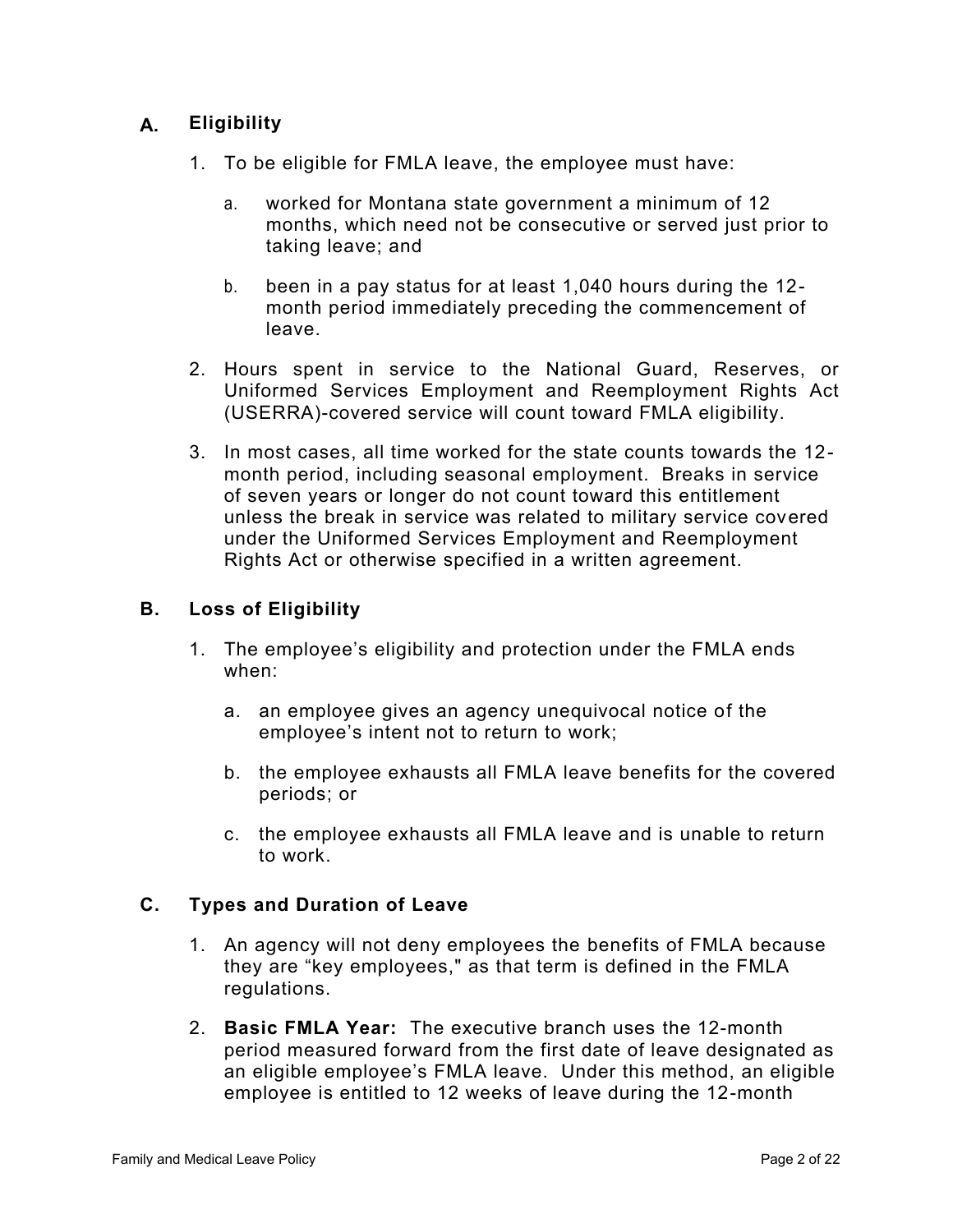## A. Eligibility

1. To be eligible for FMLA leave, the employee must have:

   a. worked for Montana state government a minimum of 12 months, which need not be consecutive or served just prior to taking leave; and

   b. been in a pay status for at least 1,040 hours during the 12-month period immediately preceding the commencement of leave.

2. Hours spent in service to the National Guard, Reserves, or Uniformed Services Employment and Reemployment Rights Act (USERRA)-covered service will count toward FMLA eligibility.

3. In most cases, all time worked for the state counts towards the 12-month period, including seasonal employment. Breaks in service of seven years or longer do not count toward this entitlement unless the break in service was related to military service covered under the Uniformed Services Employment and Reemployment Rights Act or otherwise specified in a written agreement.

## B. Loss of Eligibility

1. The employee's eligibility and protection under the FMLA ends when:

   a. an employee gives an agency unequivocal notice of the employee's intent not to return to work;

   b. the employee exhausts all FMLA leave benefits for the covered periods; or

   c. the employee exhausts all FMLA leave and is unable to return to work.

## C. Types and Duration of Leave

1. An agency will not deny employees the benefits of FMLA because they are "key employees," as that term is defined in the FMLA regulations.

2. **Basic FMLA Year:** The executive branch uses the 12-month period measured forward from the first date of leave designated as an eligible employee's FMLA leave. Under this method, an eligible employee is entitled to 12 weeks of leave during the 12-month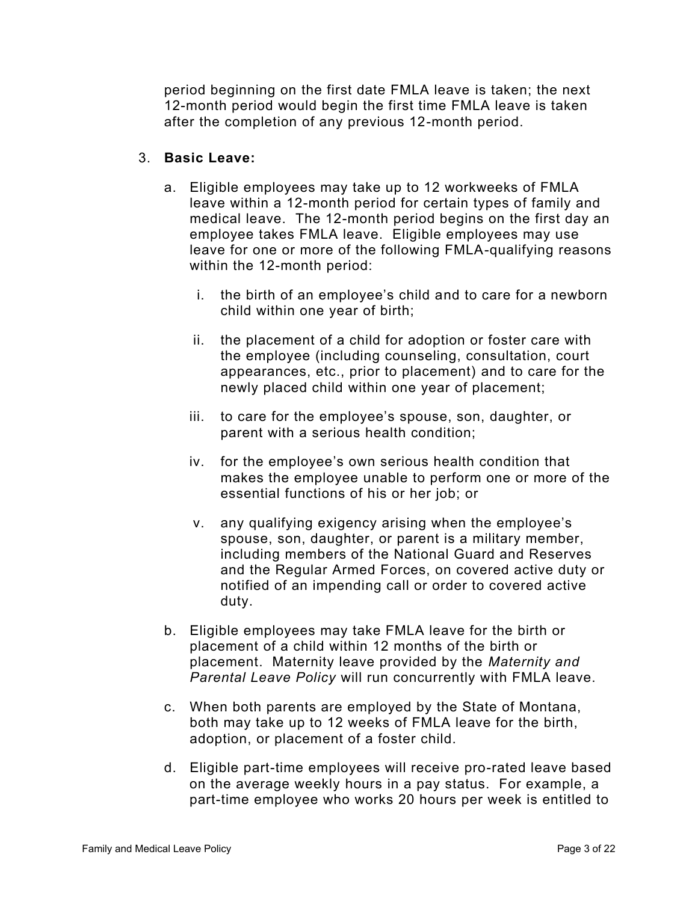period beginning on the first date FMLA leave is taken; the next 12-month period would begin the first time FMLA leave is taken after the completion of any previous 12-month period.

3. **Basic Leave:**

   a. Eligible employees may take up to 12 workweeks of FMLA leave within a 12-month period for certain types of family and medical leave. The 12-month period begins on the first day an employee takes FMLA leave. Eligible employees may use leave for one or more of the following FMLA-qualifying reasons within the 12-month period:

      i. the birth of an employee's child and to care for a newborn child within one year of birth;

      ii. the placement of a child for adoption or foster care with the employee (including counseling, consultation, court appearances, etc., prior to placement) and to care for the newly placed child within one year of placement;

      iii. to care for the employee's spouse, son, daughter, or parent with a serious health condition;

      iv. for the employee's own serious health condition that makes the employee unable to perform one or more of the essential functions of his or her job; or

      v. any qualifying exigency arising when the employee's spouse, son, daughter, or parent is a military member, including members of the National Guard and Reserves and the Regular Armed Forces, on covered active duty or notified of an impending call or order to covered active duty.

   b. Eligible employees may take FMLA leave for the birth or placement of a child within 12 months of the birth or placement. Maternity leave provided by the *Maternity and Parental Leave Policy* will run concurrently with FMLA leave.

   c. When both parents are employed by the State of Montana, both may take up to 12 weeks of FMLA leave for the birth, adoption, or placement of a foster child.

   d. Eligible part-time employees will receive pro-rated leave based on the average weekly hours in a pay status. For example, a part-time employee who works 20 hours per week is entitled to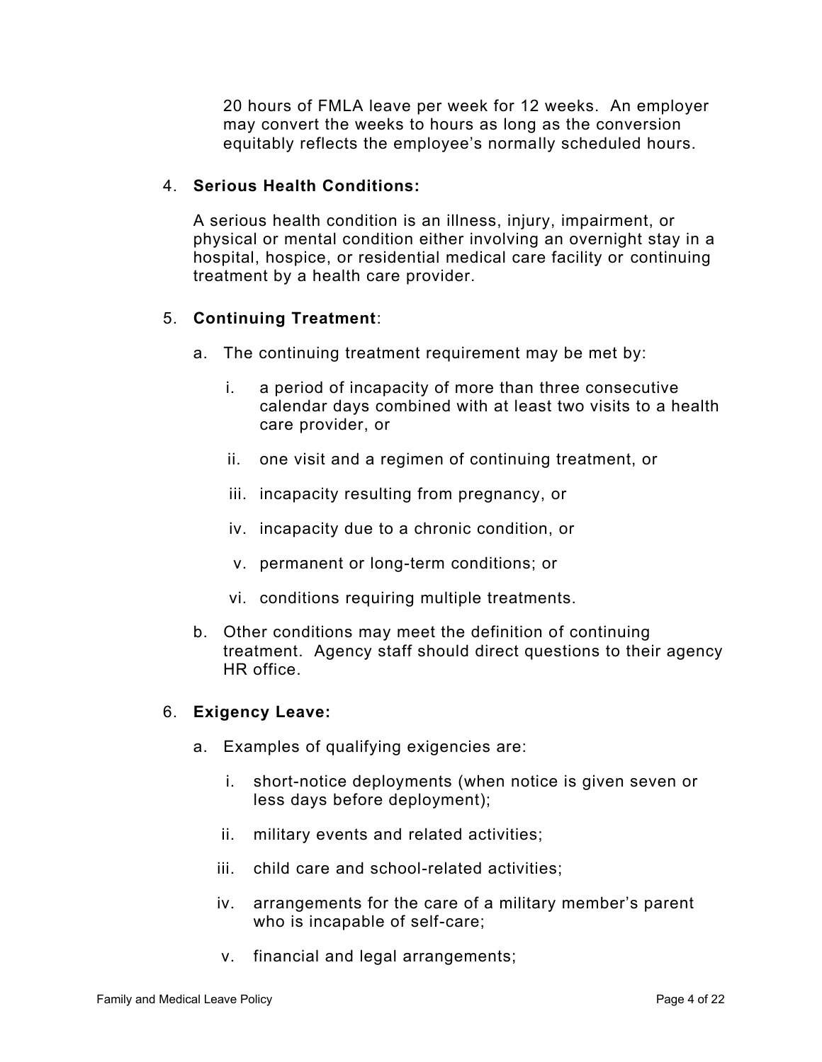20 hours of FMLA leave per week for 12 weeks. An employer may convert the weeks to hours as long as the conversion equitably reflects the employee's normally scheduled hours.

4. **Serious Health Conditions:**

   A serious health condition is an illness, injury, impairment, or physical or mental condition either involving an overnight stay in a hospital, hospice, or residential medical care facility or continuing treatment by a health care provider.

5. **Continuing Treatment**:

   a. The continuing treatment requirement may be met by:

      i. a period of incapacity of more than three consecutive calendar days combined with at least two visits to a health care provider, or

      ii. one visit and a regimen of continuing treatment, or

      iii. incapacity resulting from pregnancy, or

      iv. incapacity due to a chronic condition, or

      v. permanent or long-term conditions; or

      vi. conditions requiring multiple treatments.

   b. Other conditions may meet the definition of continuing treatment. Agency staff should direct questions to their agency HR office.

6. **Exigency Leave:**

   a. Examples of qualifying exigencies are:

      i. short-notice deployments (when notice is given seven or less days before deployment);

      ii. military events and related activities;

      iii. child care and school-related activities;

      iv. arrangements for the care of a military member's parent who is incapable of self-care;

      v. financial and legal arrangements;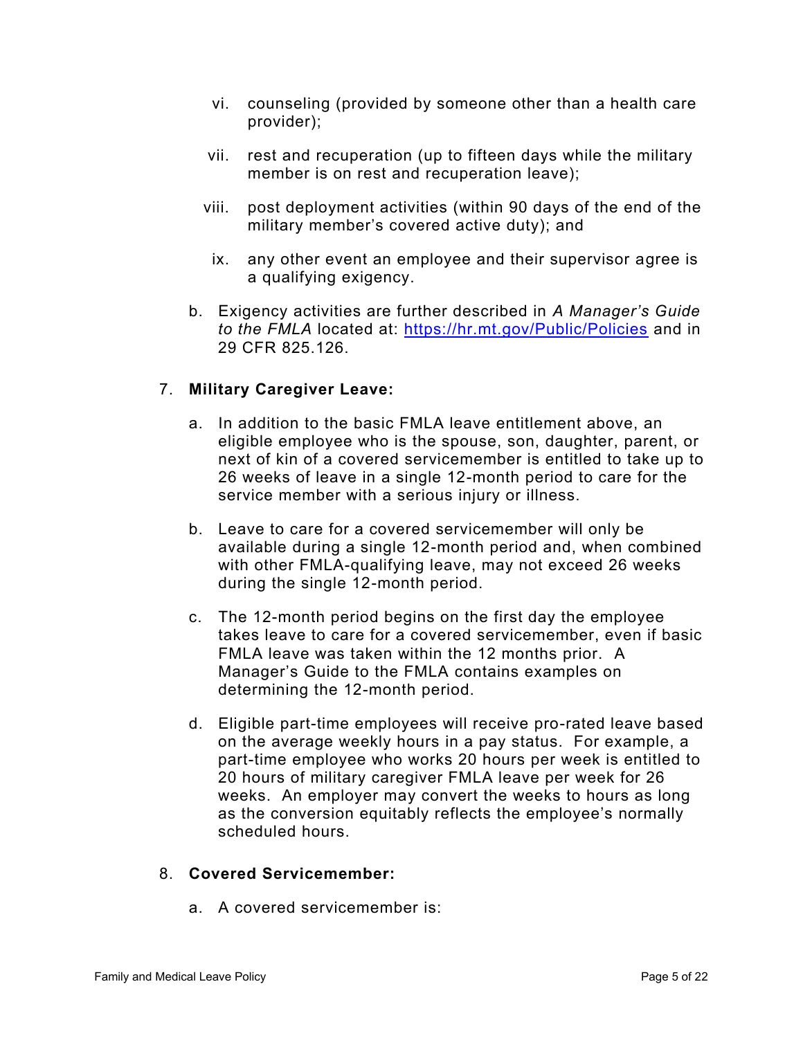vi. counseling (provided by someone other than a health care provider);

vii. rest and recuperation (up to fifteen days while the military member is on rest and recuperation leave);

viii. post deployment activities (within 90 days of the end of the military member's covered active duty); and

ix. any other event an employee and their supervisor agree is a qualifying exigency.

b. Exigency activities are further described in *A Manager's Guide to the FMLA* located at: [https://hr.mt.gov/Public/Policies](https://hr.mt.gov/Public/Policies) and in 29 CFR 825.126.

7. **Military Caregiver Leave:**

   a. In addition to the basic FMLA leave entitlement above, an eligible employee who is the spouse, son, daughter, parent, or next of kin of a covered servicemember is entitled to take up to 26 weeks of leave in a single 12-month period to care for the service member with a serious injury or illness.

   b. Leave to care for a covered servicemember will only be available during a single 12-month period and, when combined with other FMLA-qualifying leave, may not exceed 26 weeks during the single 12-month period.

   c. The 12-month period begins on the first day the employee takes leave to care for a covered servicemember, even if basic FMLA leave was taken within the 12 months prior. A Manager's Guide to the FMLA contains examples on determining the 12-month period.

   d. Eligible part-time employees will receive pro-rated leave based on the average weekly hours in a pay status. For example, a part-time employee who works 20 hours per week is entitled to 20 hours of military caregiver FMLA leave per week for 26 weeks. An employer may convert the weeks to hours as long as the conversion equitably reflects the employee's normally scheduled hours.

8. **Covered Servicemember:**

   a. A covered servicemember is: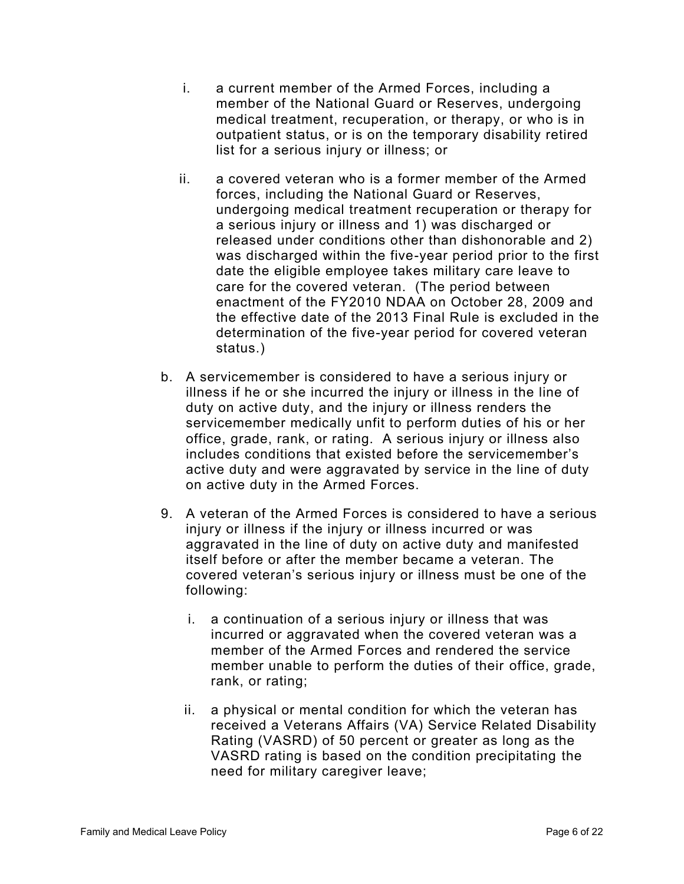i. a current member of the Armed Forces, including a member of the National Guard or Reserves, undergoing medical treatment, recuperation, or therapy, or who is in outpatient status, or is on the temporary disability retired list for a serious injury or illness; or

ii. a covered veteran who is a former member of the Armed forces, including the National Guard or Reserves, undergoing medical treatment recuperation or therapy for a serious injury or illness and 1) was discharged or released under conditions other than dishonorable and 2) was discharged within the five-year period prior to the first date the eligible employee takes military care leave to care for the covered veteran. (The period between enactment of the FY2010 NDAA on October 28, 2009 and the effective date of the 2013 Final Rule is excluded in the determination of the five-year period for covered veteran status.)

b. A servicemember is considered to have a serious injury or illness if he or she incurred the injury or illness in the line of duty on active duty, and the injury or illness renders the servicemember medically unfit to perform duties of his or her office, grade, rank, or rating. A serious injury or illness also includes conditions that existed before the servicemember's active duty and were aggravated by service in the line of duty on active duty in the Armed Forces.

9. A veteran of the Armed Forces is considered to have a serious injury or illness if the injury or illness incurred or was aggravated in the line of duty on active duty and manifested itself before or after the member became a veteran. The covered veteran's serious injury or illness must be one of the following:

   i. a continuation of a serious injury or illness that was incurred or aggravated when the covered veteran was a member of the Armed Forces and rendered the service member unable to perform the duties of their office, grade, rank, or rating;

   ii. a physical or mental condition for which the veteran has received a Veterans Affairs (VA) Service Related Disability Rating (VASRD) of 50 percent or greater as long as the VASRD rating is based on the condition precipitating the need for military caregiver leave;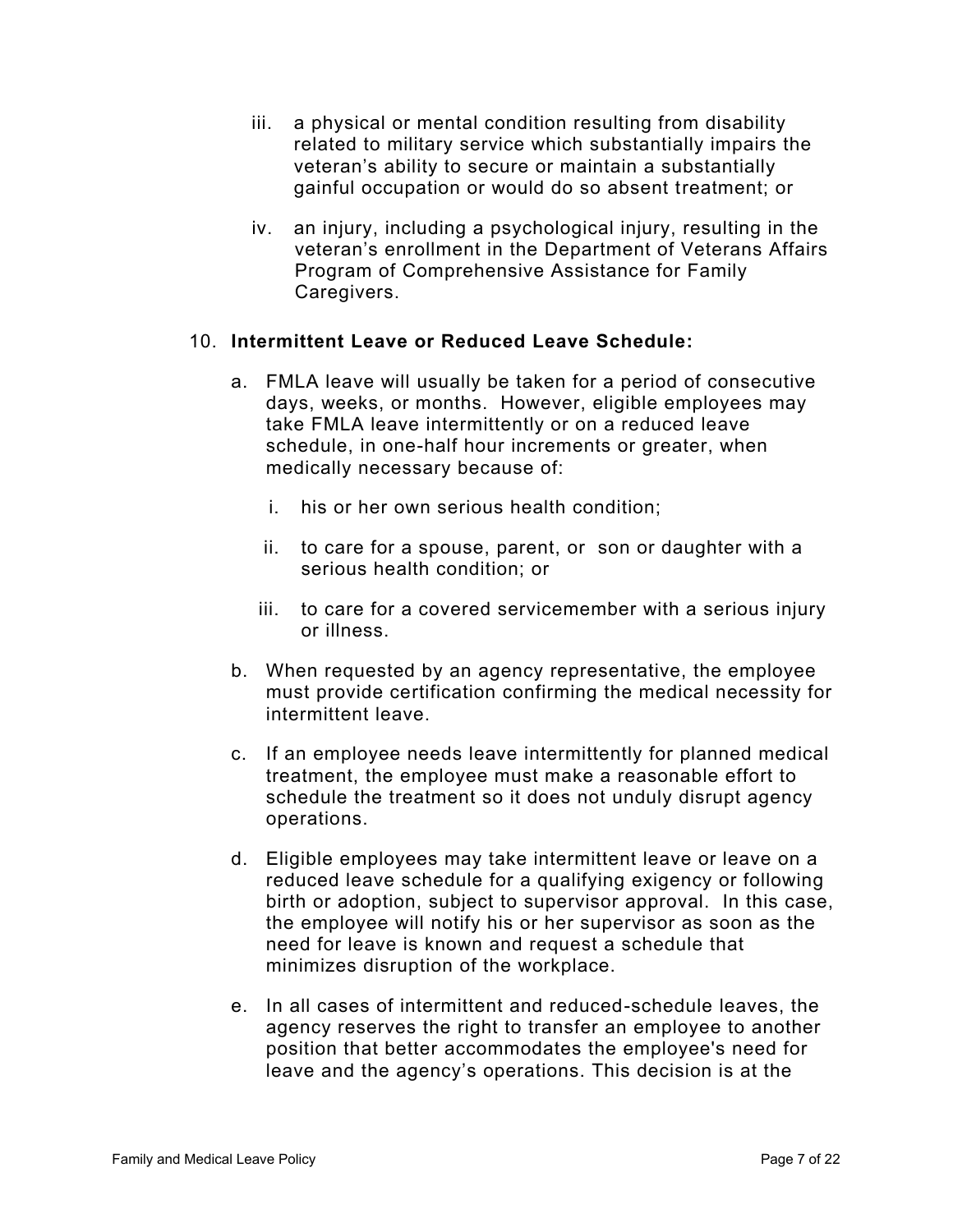iii. a physical or mental condition resulting from disability related to military service which substantially impairs the veteran's ability to secure or maintain a substantially gainful occupation or would do so absent treatment; or

   iv. an injury, including a psychological injury, resulting in the veteran's enrollment in the Department of Veterans Affairs Program of Comprehensive Assistance for Family Caregivers.

10. **Intermittent Leave or Reduced Leave Schedule:**

    a. FMLA leave will usually be taken for a period of consecutive days, weeks, or months. However, eligible employees may take FMLA leave intermittently or on a reduced leave schedule, in one-half hour increments or greater, when medically necessary because of:

       i. his or her own serious health condition;

       ii. to care for a spouse, parent, or son or daughter with a serious health condition; or

       iii. to care for a covered servicemember with a serious injury or illness.

    b. When requested by an agency representative, the employee must provide certification confirming the medical necessity for intermittent leave.

    c. If an employee needs leave intermittently for planned medical treatment, the employee must make a reasonable effort to schedule the treatment so it does not unduly disrupt agency operations.

    d. Eligible employees may take intermittent leave or leave on a reduced leave schedule for a qualifying exigency or following birth or adoption, subject to supervisor approval. In this case, the employee will notify his or her supervisor as soon as the need for leave is known and request a schedule that minimizes disruption of the workplace.

    e. In all cases of intermittent and reduced-schedule leaves, the agency reserves the right to transfer an employee to another position that better accommodates the employee's need for leave and the agency's operations. This decision is at the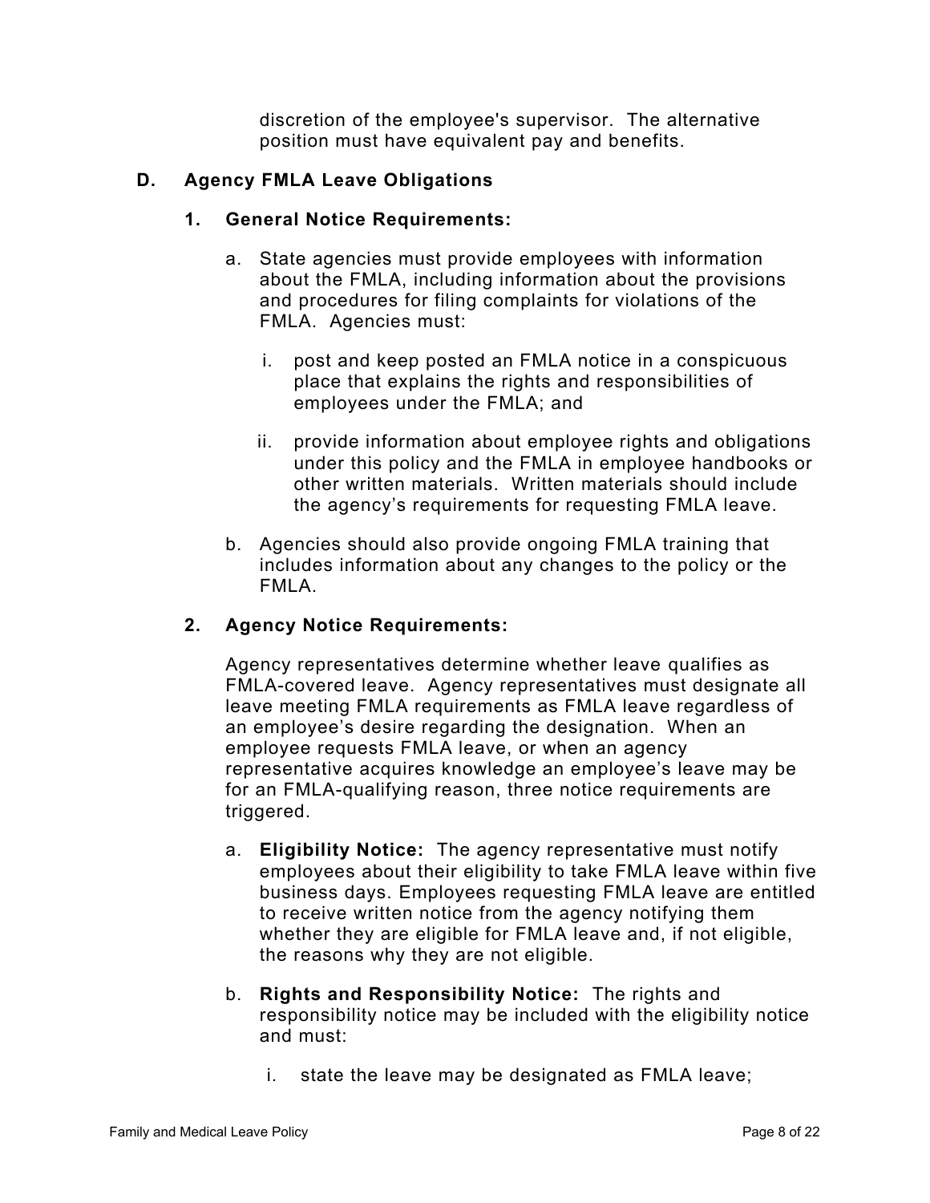discretion of the employee's supervisor. The alternative position must have equivalent pay and benefits.

## D. Agency FMLA Leave Obligations

### 1. General Notice Requirements:

a. State agencies must provide employees with information about the FMLA, including information about the provisions and procedures for filing complaints for violations of the FMLA. Agencies must:

   i. post and keep posted an FMLA notice in a conspicuous place that explains the rights and responsibilities of employees under the FMLA; and

   ii. provide information about employee rights and obligations under this policy and the FMLA in employee handbooks or other written materials. Written materials should include the agency's requirements for requesting FMLA leave.

b. Agencies should also provide ongoing FMLA training that includes information about any changes to the policy or the FMLA.

### 2. Agency Notice Requirements:

Agency representatives determine whether leave qualifies as FMLA-covered leave. Agency representatives must designate all leave meeting FMLA requirements as FMLA leave regardless of an employee's desire regarding the designation. When an employee requests FMLA leave, or when an agency representative acquires knowledge an employee's leave may be for an FMLA-qualifying reason, three notice requirements are triggered.

a. **Eligibility Notice:** The agency representative must notify employees about their eligibility to take FMLA leave within five business days. Employees requesting FMLA leave are entitled to receive written notice from the agency notifying them whether they are eligible for FMLA leave and, if not eligible, the reasons why they are not eligible.

b. **Rights and Responsibility Notice:** The rights and responsibility notice may be included with the eligibility notice and must:

   i. state the leave may be designated as FMLA leave;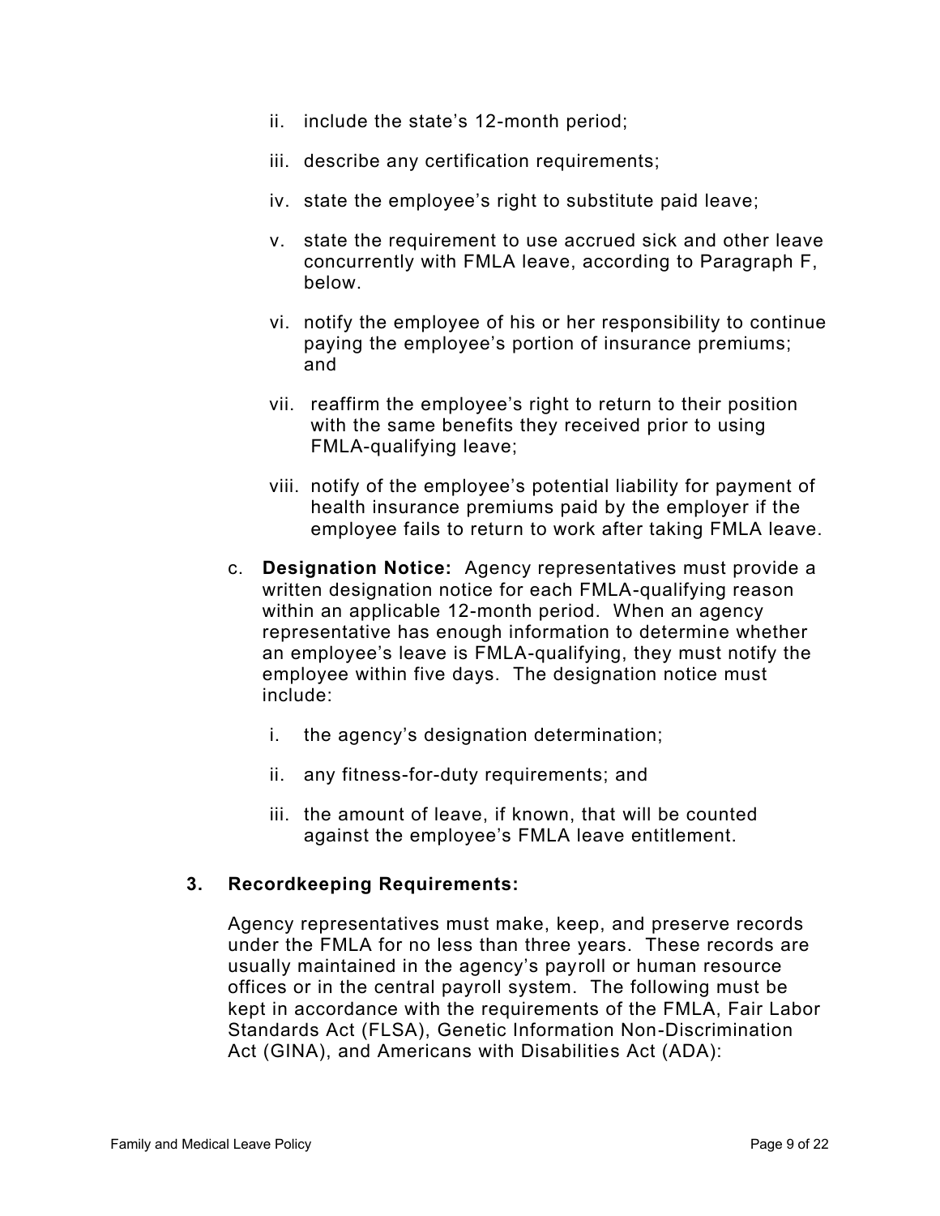ii. include the state's 12-month period;

iii. describe any certification requirements;

iv. state the employee's right to substitute paid leave;

v. state the requirement to use accrued sick and other leave concurrently with FMLA leave, according to Paragraph F, below.

vi. notify the employee of his or her responsibility to continue paying the employee's portion of insurance premiums; and

vii. reaffirm the employee's right to return to their position with the same benefits they received prior to using FMLA-qualifying leave;

viii. notify of the employee's potential liability for payment of health insurance premiums paid by the employer if the employee fails to return to work after taking FMLA leave.

c. **Designation Notice:** Agency representatives must provide a written designation notice for each FMLA-qualifying reason within an applicable 12-month period. When an agency representative has enough information to determine whether an employee's leave is FMLA-qualifying, they must notify the employee within five days. The designation notice must include:

   i. the agency's designation determination;

   ii. any fitness-for-duty requirements; and

   iii. the amount of leave, if known, that will be counted against the employee's FMLA leave entitlement.

### 3. Recordkeeping Requirements:

Agency representatives must make, keep, and preserve records under the FMLA for no less than three years. These records are usually maintained in the agency's payroll or human resource offices or in the central payroll system. The following must be kept in accordance with the requirements of the FMLA, Fair Labor Standards Act (FLSA), Genetic Information Non-Discrimination Act (GINA), and Americans with Disabilities Act (ADA):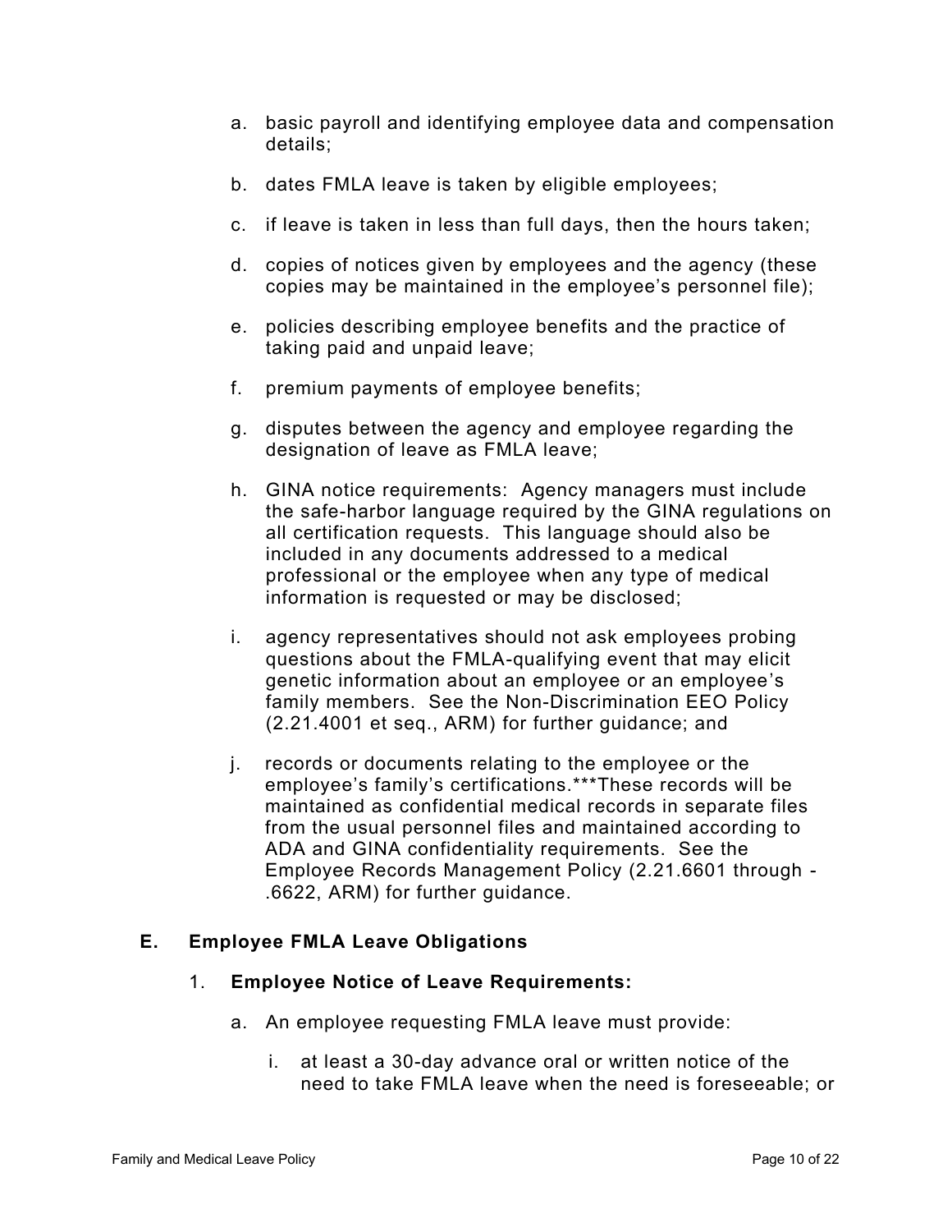a. basic payroll and identifying employee data and compensation details;

b. dates FMLA leave is taken by eligible employees;

c. if leave is taken in less than full days, then the hours taken;

d. copies of notices given by employees and the agency (these copies may be maintained in the employee's personnel file);

e. policies describing employee benefits and the practice of taking paid and unpaid leave;

f. premium payments of employee benefits;

g. disputes between the agency and employee regarding the designation of leave as FMLA leave;

h. GINA notice requirements: Agency managers must include the safe-harbor language required by the GINA regulations on all certification requests. This language should also be included in any documents addressed to a medical professional or the employee when any type of medical information is requested or may be disclosed;

i. agency representatives should not ask employees probing questions about the FMLA-qualifying event that may elicit genetic information about an employee or an employee's family members. See the Non-Discrimination EEO Policy (2.21.4001 et seq., ARM) for further guidance; and

j. records or documents relating to the employee or the employee's family's certifications.***These records will be maintained as confidential medical records in separate files from the usual personnel files and maintained according to ADA and GINA confidentiality requirements. See the Employee Records Management Policy (2.21.6601 through -.6622, ARM) for further guidance.

## E. Employee FMLA Leave Obligations

### 1. Employee Notice of Leave Requirements:

a. An employee requesting FMLA leave must provide:

   i. at least a 30-day advance oral or written notice of the need to take FMLA leave when the need is foreseeable; or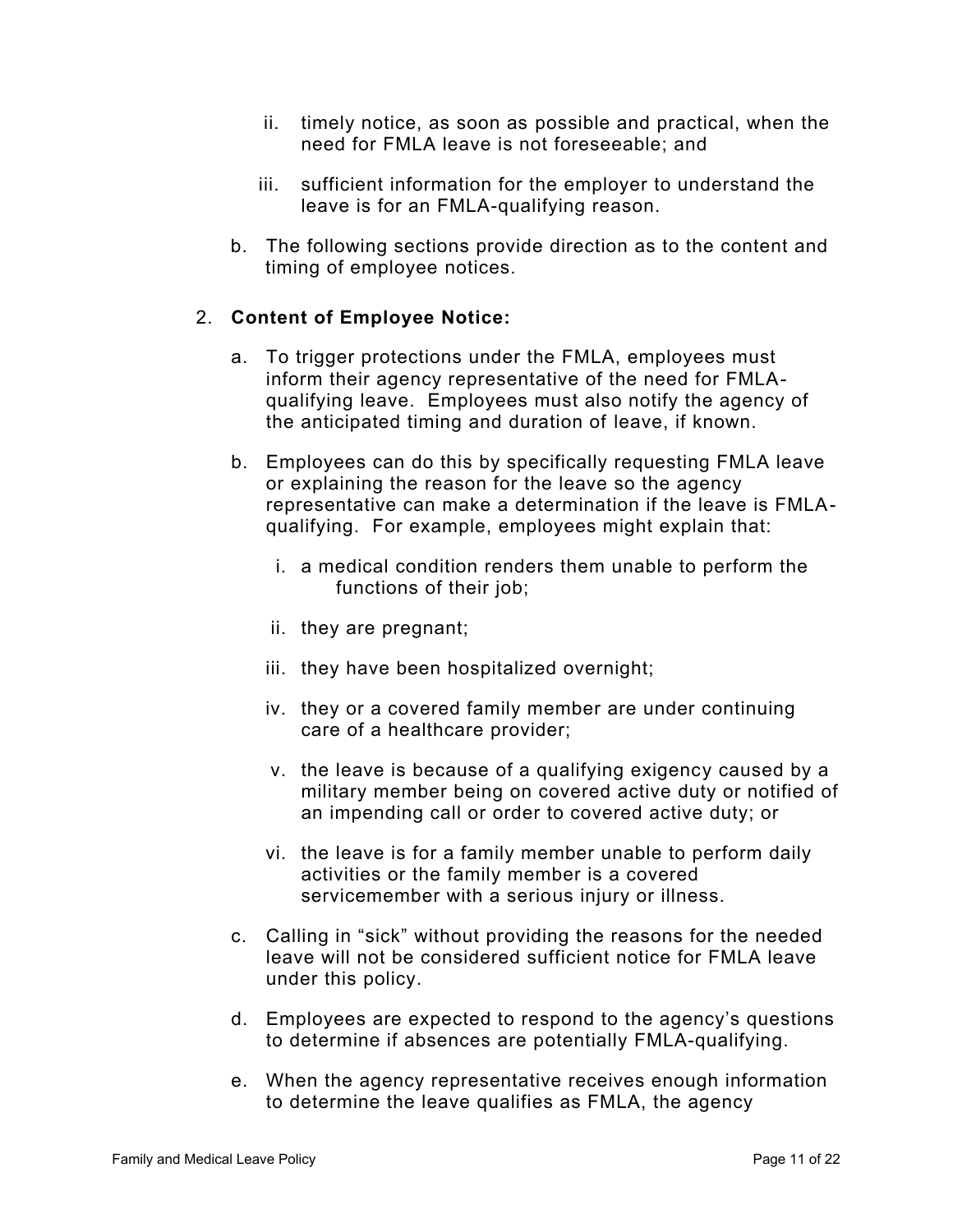ii. timely notice, as soon as possible and practical, when the need for FMLA leave is not foreseeable; and

   iii. sufficient information for the employer to understand the leave is for an FMLA-qualifying reason.

b. The following sections provide direction as to the content and timing of employee notices.

2. **Content of Employee Notice:**

   a. To trigger protections under the FMLA, employees must inform their agency representative of the need for FMLA-qualifying leave. Employees must also notify the agency of the anticipated timing and duration of leave, if known.

   b. Employees can do this by specifically requesting FMLA leave or explaining the reason for the leave so the agency representative can make a determination if the leave is FMLA-qualifying. For example, employees might explain that:

      i. a medical condition renders them unable to perform the functions of their job;

      ii. they are pregnant;

      iii. they have been hospitalized overnight;

      iv. they or a covered family member are under continuing care of a healthcare provider;

      v. the leave is because of a qualifying exigency caused by a military member being on covered active duty or notified of an impending call or order to covered active duty; or

      vi. the leave is for a family member unable to perform daily activities or the family member is a covered servicemember with a serious injury or illness.

   c. Calling in "sick" without providing the reasons for the needed leave will not be considered sufficient notice for FMLA leave under this policy.

   d. Employees are expected to respond to the agency's questions to determine if absences are potentially FMLA-qualifying.

   e. When the agency representative receives enough information to determine the leave qualifies as FMLA, the agency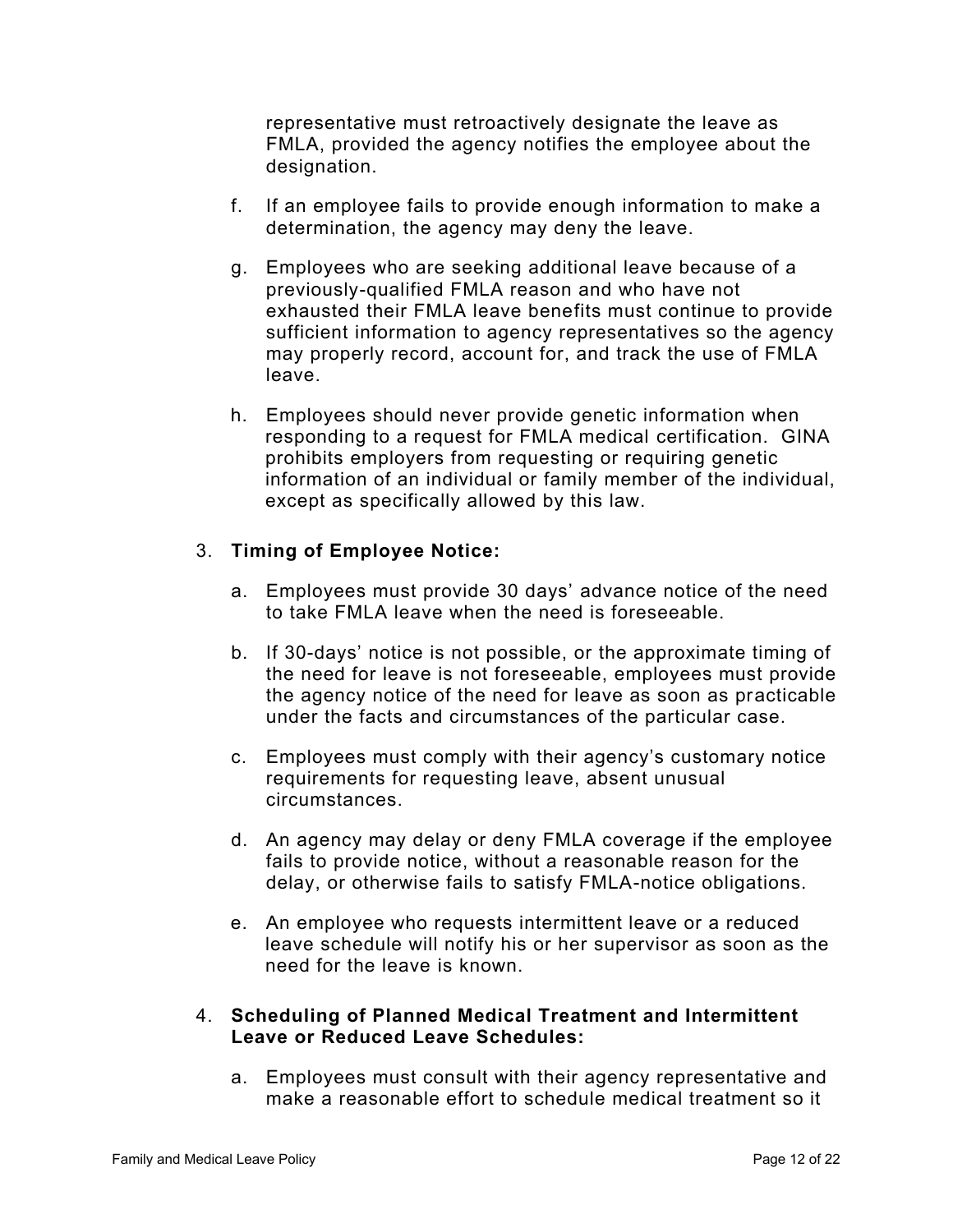representative must retroactively designate the leave as FMLA, provided the agency notifies the employee about the designation.

f. If an employee fails to provide enough information to make a determination, the agency may deny the leave.

g. Employees who are seeking additional leave because of a previously-qualified FMLA reason and who have not exhausted their FMLA leave benefits must continue to provide sufficient information to agency representatives so the agency may properly record, account for, and track the use of FMLA leave.

h. Employees should never provide genetic information when responding to a request for FMLA medical certification. GINA prohibits employers from requesting or requiring genetic information of an individual or family member of the individual, except as specifically allowed by this law.

3. **Timing of Employee Notice:**

   a. Employees must provide 30 days' advance notice of the need to take FMLA leave when the need is foreseeable.

   b. If 30-days' notice is not possible, or the approximate timing of the need for leave is not foreseeable, employees must provide the agency notice of the need for leave as soon as practicable under the facts and circumstances of the particular case.

   c. Employees must comply with their agency's customary notice requirements for requesting leave, absent unusual circumstances.

   d. An agency may delay or deny FMLA coverage if the employee fails to provide notice, without a reasonable reason for the delay, or otherwise fails to satisfy FMLA-notice obligations.

   e. An employee who requests intermittent leave or a reduced leave schedule will notify his or her supervisor as soon as the need for the leave is known.

4. **Scheduling of Planned Medical Treatment and Intermittent Leave or Reduced Leave Schedules:**

   a. Employees must consult with their agency representative and make a reasonable effort to schedule medical treatment so it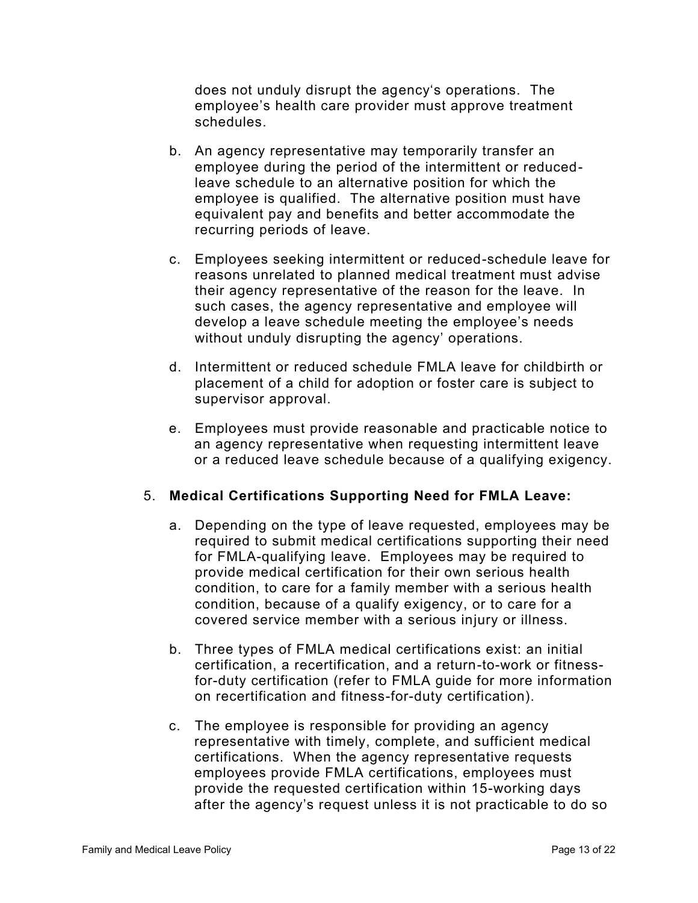does not unduly disrupt the agency's operations. The employee's health care provider must approve treatment schedules.

b. An agency representative may temporarily transfer an employee during the period of the intermittent or reduced-leave schedule to an alternative position for which the employee is qualified. The alternative position must have equivalent pay and benefits and better accommodate the recurring periods of leave.

c. Employees seeking intermittent or reduced-schedule leave for reasons unrelated to planned medical treatment must advise their agency representative of the reason for the leave. In such cases, the agency representative and employee will develop a leave schedule meeting the employee's needs without unduly disrupting the agency' operations.

d. Intermittent or reduced schedule FMLA leave for childbirth or placement of a child for adoption or foster care is subject to supervisor approval.

e. Employees must provide reasonable and practicable notice to an agency representative when requesting intermittent leave or a reduced leave schedule because of a qualifying exigency.

5. **Medical Certifications Supporting Need for FMLA Leave:**

a. Depending on the type of leave requested, employees may be required to submit medical certifications supporting their need for FMLA-qualifying leave. Employees may be required to provide medical certification for their own serious health condition, to care for a family member with a serious health condition, because of a qualify exigency, or to care for a covered service member with a serious injury or illness.

b. Three types of FMLA medical certifications exist: an initial certification, a recertification, and a return-to-work or fitness-for-duty certification (refer to FMLA guide for more information on recertification and fitness-for-duty certification).

c. The employee is responsible for providing an agency representative with timely, complete, and sufficient medical certifications. When the agency representative requests employees provide FMLA certifications, employees must provide the requested certification within 15-working days after the agency's request unless it is not practicable to do so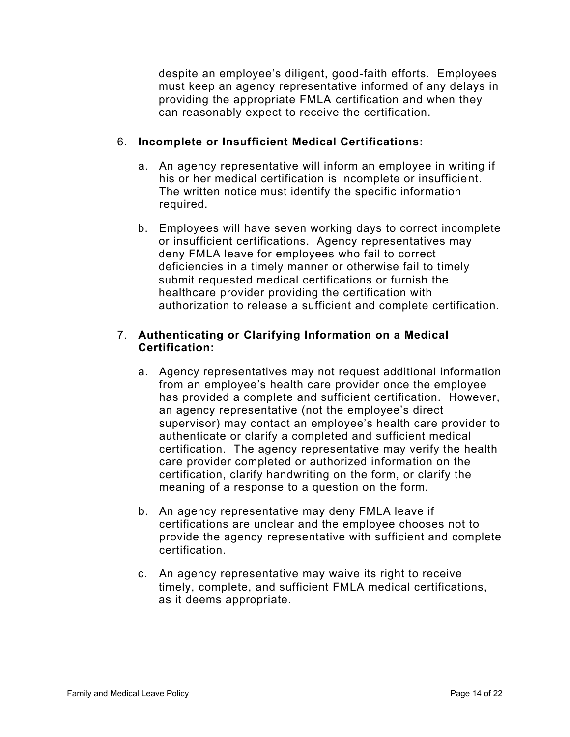despite an employee's diligent, good-faith efforts. Employees must keep an agency representative informed of any delays in providing the appropriate FMLA certification and when they can reasonably expect to receive the certification.

6. **Incomplete or Insufficient Medical Certifications:**

   a. An agency representative will inform an employee in writing if his or her medical certification is incomplete or insufficient. The written notice must identify the specific information required.

   b. Employees will have seven working days to correct incomplete or insufficient certifications. Agency representatives may deny FMLA leave for employees who fail to correct deficiencies in a timely manner or otherwise fail to timely submit requested medical certifications or furnish the healthcare provider providing the certification with authorization to release a sufficient and complete certification.

7. **Authenticating or Clarifying Information on a Medical Certification:**

   a. Agency representatives may not request additional information from an employee's health care provider once the employee has provided a complete and sufficient certification. However, an agency representative (not the employee's direct supervisor) may contact an employee's health care provider to authenticate or clarify a completed and sufficient medical certification. The agency representative may verify the health care provider completed or authorized information on the certification, clarify handwriting on the form, or clarify the meaning of a response to a question on the form.

   b. An agency representative may deny FMLA leave if certifications are unclear and the employee chooses not to provide the agency representative with sufficient and complete certification.

   c. An agency representative may waive its right to receive timely, complete, and sufficient FMLA medical certifications, as it deems appropriate.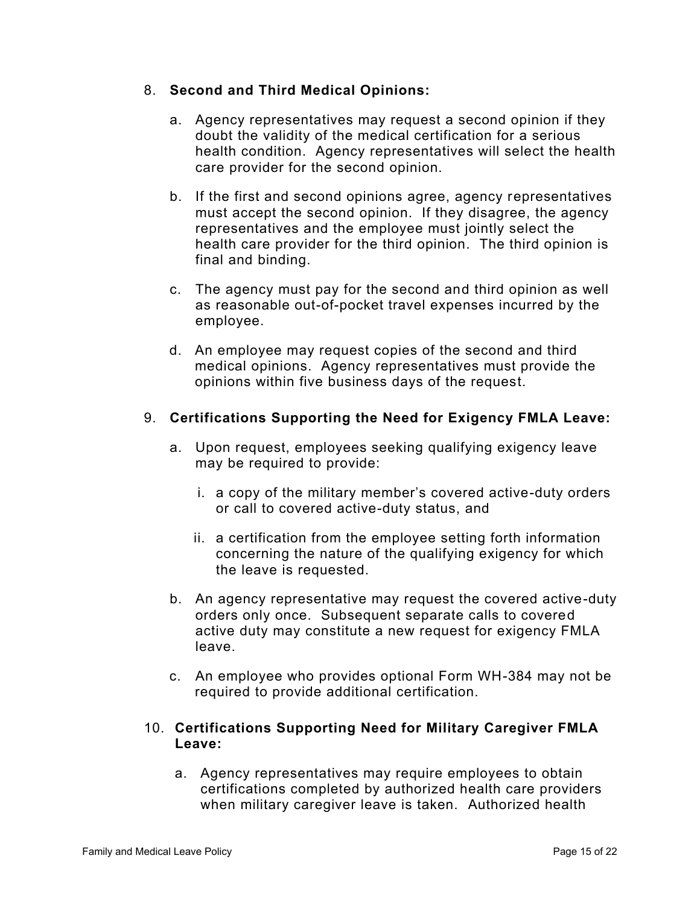8. **Second and Third Medical Opinions:**

   a. Agency representatives may request a second opinion if they doubt the validity of the medical certification for a serious health condition. Agency representatives will select the health care provider for the second opinion.

   b. If the first and second opinions agree, agency representatives must accept the second opinion. If they disagree, the agency representatives and the employee must jointly select the health care provider for the third opinion. The third opinion is final and binding.

   c. The agency must pay for the second and third opinion as well as reasonable out-of-pocket travel expenses incurred by the employee.

   d. An employee may request copies of the second and third medical opinions. Agency representatives must provide the opinions within five business days of the request.

9. **Certifications Supporting the Need for Exigency FMLA Leave:**

   a. Upon request, employees seeking qualifying exigency leave may be required to provide:

      i. a copy of the military member's covered active-duty orders or call to covered active-duty status, and

      ii. a certification from the employee setting forth information concerning the nature of the qualifying exigency for which the leave is requested.

   b. An agency representative may request the covered active-duty orders only once. Subsequent separate calls to covered active duty may constitute a new request for exigency FMLA leave.

   c. An employee who provides optional Form WH-384 may not be required to provide additional certification.

10. **Certifications Supporting Need for Military Caregiver FMLA Leave:**

    a. Agency representatives may require employees to obtain certifications completed by authorized health care providers when military caregiver leave is taken. Authorized health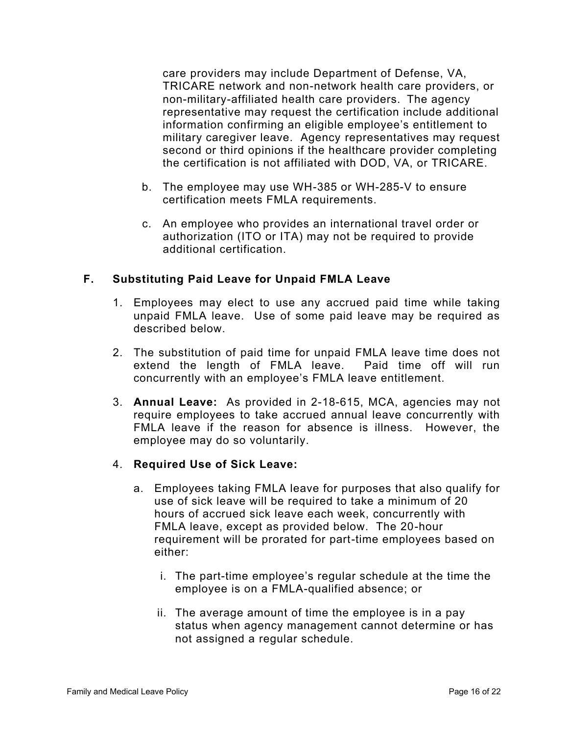care providers may include Department of Defense, VA, TRICARE network and non-network health care providers, or non-military-affiliated health care providers. The agency representative may request the certification include additional information confirming an eligible employee's entitlement to military caregiver leave. Agency representatives may request second or third opinions if the healthcare provider completing the certification is not affiliated with DOD, VA, or TRICARE.

b. The employee may use WH-385 or WH-285-V to ensure certification meets FMLA requirements.

c. An employee who provides an international travel order or authorization (ITO or ITA) may not be required to provide additional certification.

## F. Substituting Paid Leave for Unpaid FMLA Leave

1. Employees may elect to use any accrued paid time while taking unpaid FMLA leave. Use of some paid leave may be required as described below.

2. The substitution of paid time for unpaid FMLA leave time does not extend the length of FMLA leave. Paid time off will run concurrently with an employee's FMLA leave entitlement.

3. **Annual Leave:** As provided in 2-18-615, MCA, agencies may not require employees to take accrued annual leave concurrently with FMLA leave if the reason for absence is illness. However, the employee may do so voluntarily.

4. **Required Use of Sick Leave:**

   a. Employees taking FMLA leave for purposes that also qualify for use of sick leave will be required to take a minimum of 20 hours of accrued sick leave each week, concurrently with FMLA leave, except as provided below. The 20-hour requirement will be prorated for part-time employees based on either:

      i. The part-time employee's regular schedule at the time the employee is on a FMLA-qualified absence; or

      ii. The average amount of time the employee is in a pay status when agency management cannot determine or has not assigned a regular schedule.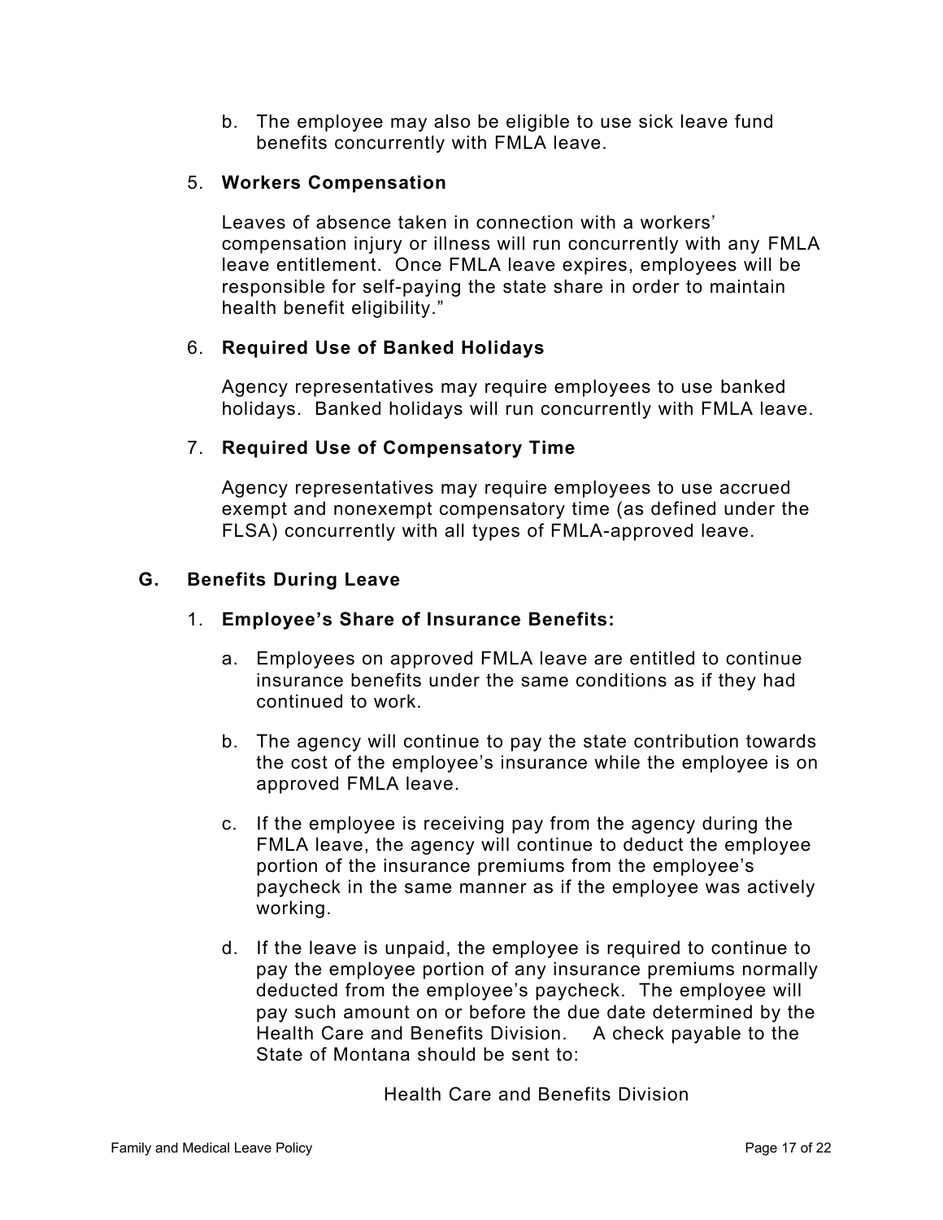b. The employee may also be eligible to use sick leave fund benefits concurrently with FMLA leave.

5. **Workers Compensation**

   Leaves of absence taken in connection with a workers' compensation injury or illness will run concurrently with any FMLA leave entitlement. Once FMLA leave expires, employees will be responsible for self-paying the state share in order to maintain health benefit eligibility."

6. **Required Use of Banked Holidays**

   Agency representatives may require employees to use banked holidays. Banked holidays will run concurrently with FMLA leave.

7. **Required Use of Compensatory Time**

   Agency representatives may require employees to use accrued exempt and nonexempt compensatory time (as defined under the FLSA) concurrently with all types of FMLA-approved leave.

## G. Benefits During Leave

1. **Employee's Share of Insurance Benefits:**

   a. Employees on approved FMLA leave are entitled to continue insurance benefits under the same conditions as if they had continued to work.

   b. The agency will continue to pay the state contribution towards the cost of the employee's insurance while the employee is on approved FMLA leave.

   c. If the employee is receiving pay from the agency during the FMLA leave, the agency will continue to deduct the employee portion of the insurance premiums from the employee's paycheck in the same manner as if the employee was actively working.

   d. If the leave is unpaid, the employee is required to continue to pay the employee portion of any insurance premiums normally deducted from the employee's paycheck. The employee will pay such amount on or before the due date determined by the Health Care and Benefits Division. A check payable to the State of Montana should be sent to:

      Health Care and Benefits Division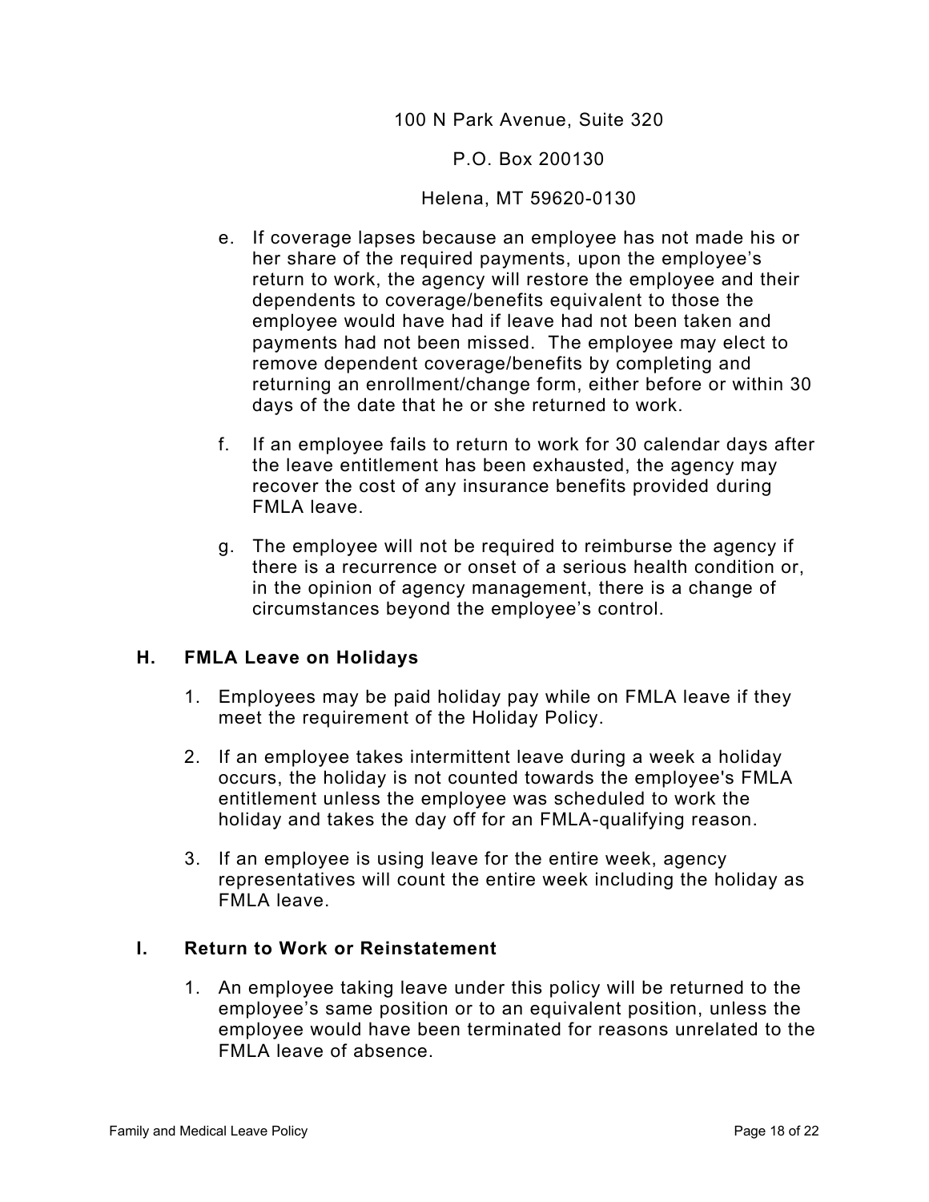100 N Park Avenue, Suite 320

P.O. Box 200130

Helena, MT 59620-0130

e. If coverage lapses because an employee has not made his or her share of the required payments, upon the employee's return to work, the agency will restore the employee and their dependents to coverage/benefits equivalent to those the employee would have had if leave had not been taken and payments had not been missed. The employee may elect to remove dependent coverage/benefits by completing and returning an enrollment/change form, either before or within 30 days of the date that he or she returned to work.

f. If an employee fails to return to work for 30 calendar days after the leave entitlement has been exhausted, the agency may recover the cost of any insurance benefits provided during FMLA leave.

g. The employee will not be required to reimburse the agency if there is a recurrence or onset of a serious health condition or, in the opinion of agency management, there is a change of circumstances beyond the employee's control.

## H. FMLA Leave on Holidays

1. Employees may be paid holiday pay while on FMLA leave if they meet the requirement of the Holiday Policy.

2. If an employee takes intermittent leave during a week a holiday occurs, the holiday is not counted towards the employee's FMLA entitlement unless the employee was scheduled to work the holiday and takes the day off for an FMLA-qualifying reason.

3. If an employee is using leave for the entire week, agency representatives will count the entire week including the holiday as FMLA leave.

## I. Return to Work or Reinstatement

1. An employee taking leave under this policy will be returned to the employee's same position or to an equivalent position, unless the employee would have been terminated for reasons unrelated to the FMLA leave of absence.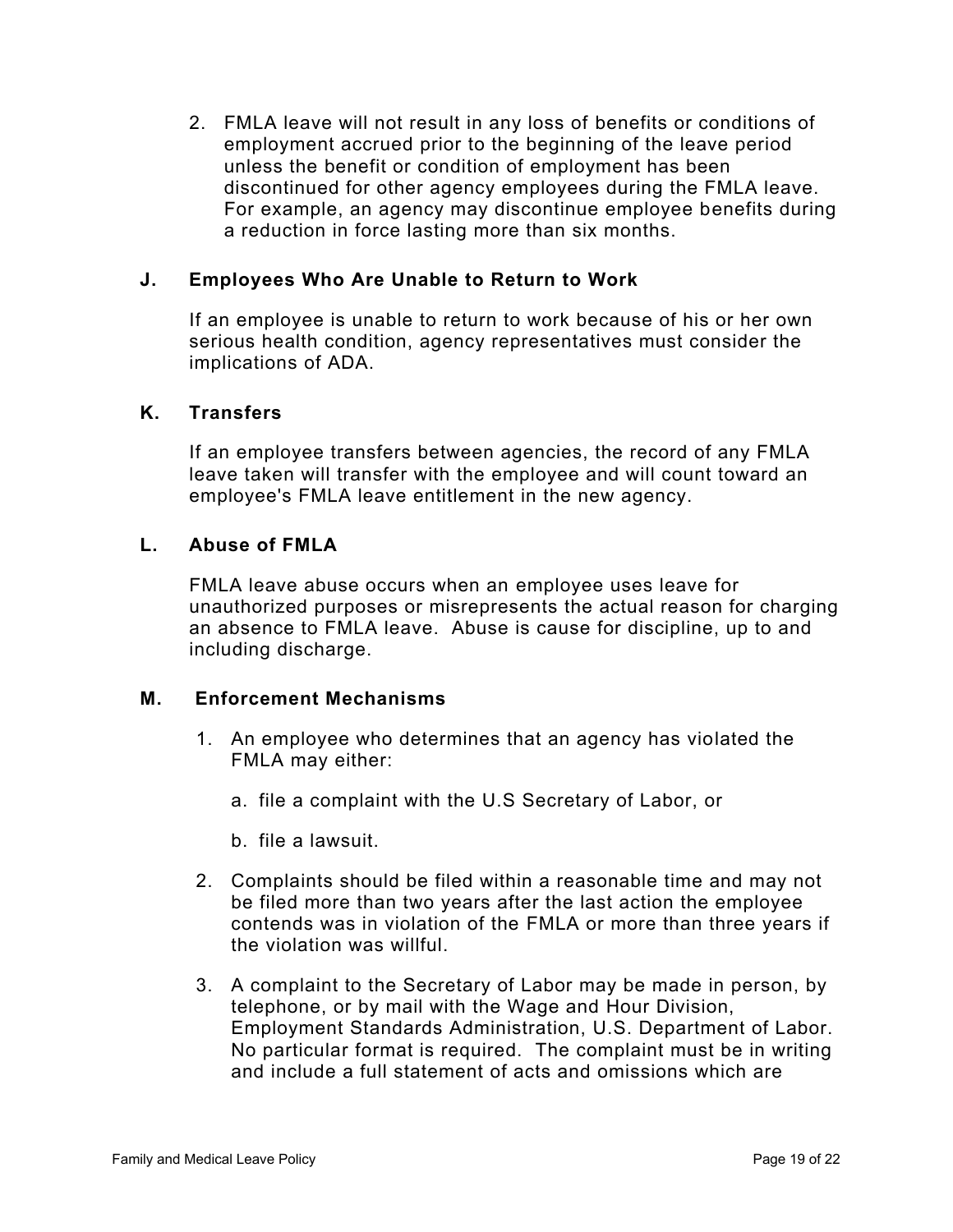2. FMLA leave will not result in any loss of benefits or conditions of employment accrued prior to the beginning of the leave period unless the benefit or condition of employment has been discontinued for other agency employees during the FMLA leave. For example, an agency may discontinue employee benefits during a reduction in force lasting more than six months.

### J. Employees Who Are Unable to Return to Work

If an employee is unable to return to work because of his or her own serious health condition, agency representatives must consider the implications of ADA.

### K. Transfers

If an employee transfers between agencies, the record of any FMLA leave taken will transfer with the employee and will count toward an employee's FMLA leave entitlement in the new agency.

### L. Abuse of FMLA

FMLA leave abuse occurs when an employee uses leave for unauthorized purposes or misrepresents the actual reason for charging an absence to FMLA leave. Abuse is cause for discipline, up to and including discharge.

### M. Enforcement Mechanisms

1. An employee who determines that an agency has violated the FMLA may either:

   a. file a complaint with the U.S Secretary of Labor, or

   b. file a lawsuit.

2. Complaints should be filed within a reasonable time and may not be filed more than two years after the last action the employee contends was in violation of the FMLA or more than three years if the violation was willful.

3. A complaint to the Secretary of Labor may be made in person, by telephone, or by mail with the Wage and Hour Division, Employment Standards Administration, U.S. Department of Labor. No particular format is required. The complaint must be in writing and include a full statement of acts and omissions which are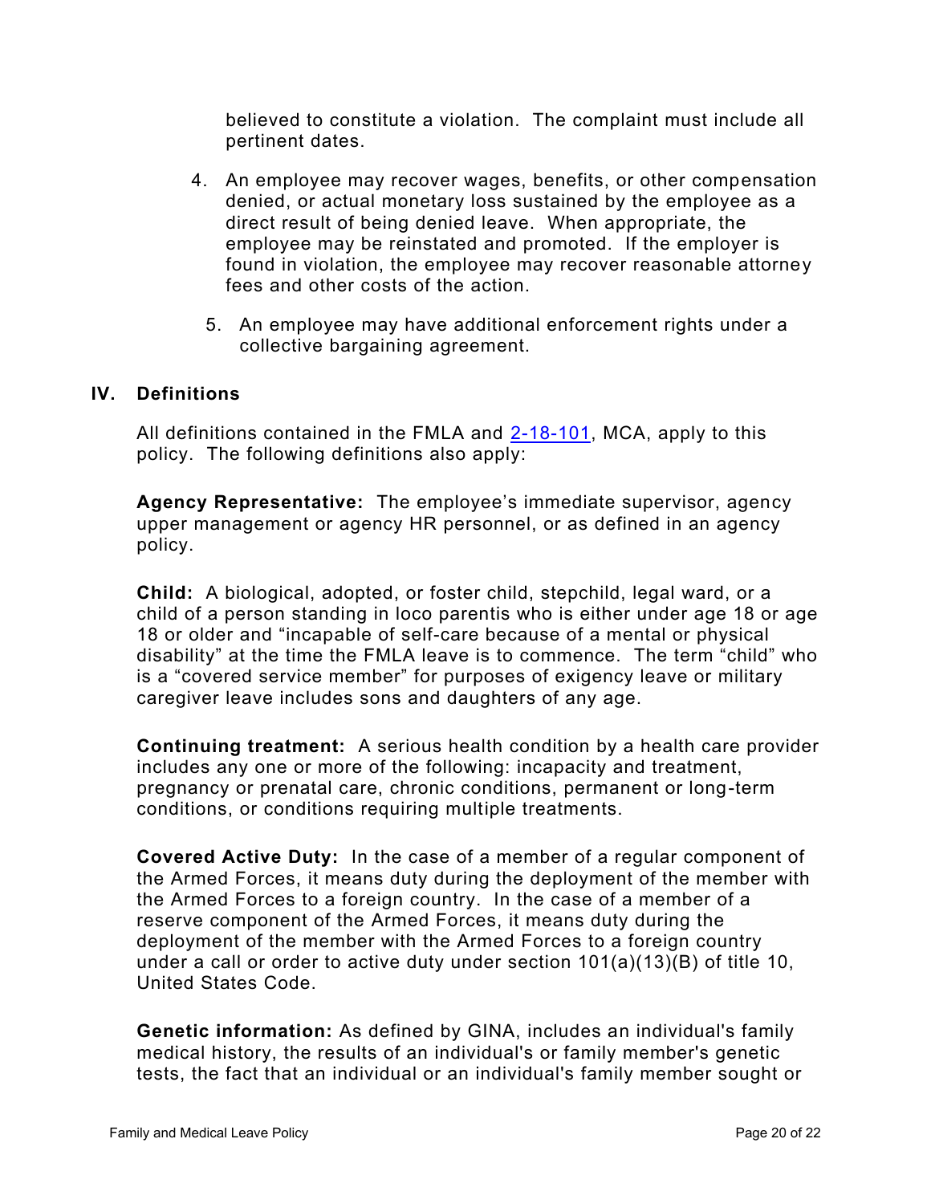believed to constitute a violation. The complaint must include all pertinent dates.

4. An employee may recover wages, benefits, or other compensation denied, or actual monetary loss sustained by the employee as a direct result of being denied leave. When appropriate, the employee may be reinstated and promoted. If the employer is found in violation, the employee may recover reasonable attorney fees and other costs of the action.

5. An employee may have additional enforcement rights under a collective bargaining agreement.

## IV. Definitions

All definitions contained in the FMLA and 2-18-101, MCA, apply to this policy. The following definitions also apply:

**Agency Representative:** The employee's immediate supervisor, agency upper management or agency HR personnel, or as defined in an agency policy.

**Child:** A biological, adopted, or foster child, stepchild, legal ward, or a child of a person standing in loco parentis who is either under age 18 or age 18 or older and "incapable of self-care because of a mental or physical disability" at the time the FMLA leave is to commence. The term "child" who is a "covered service member" for purposes of exigency leave or military caregiver leave includes sons and daughters of any age.

**Continuing treatment:** A serious health condition by a health care provider includes any one or more of the following: incapacity and treatment, pregnancy or prenatal care, chronic conditions, permanent or long-term conditions, or conditions requiring multiple treatments.

**Covered Active Duty:** In the case of a member of a regular component of the Armed Forces, it means duty during the deployment of the member with the Armed Forces to a foreign country. In the case of a member of a reserve component of the Armed Forces, it means duty during the deployment of the member with the Armed Forces to a foreign country under a call or order to active duty under section 101(a)(13)(B) of title 10, United States Code.

**Genetic information:** As defined by GINA, includes an individual's family medical history, the results of an individual's or family member's genetic tests, the fact that an individual or an individual's family member sought or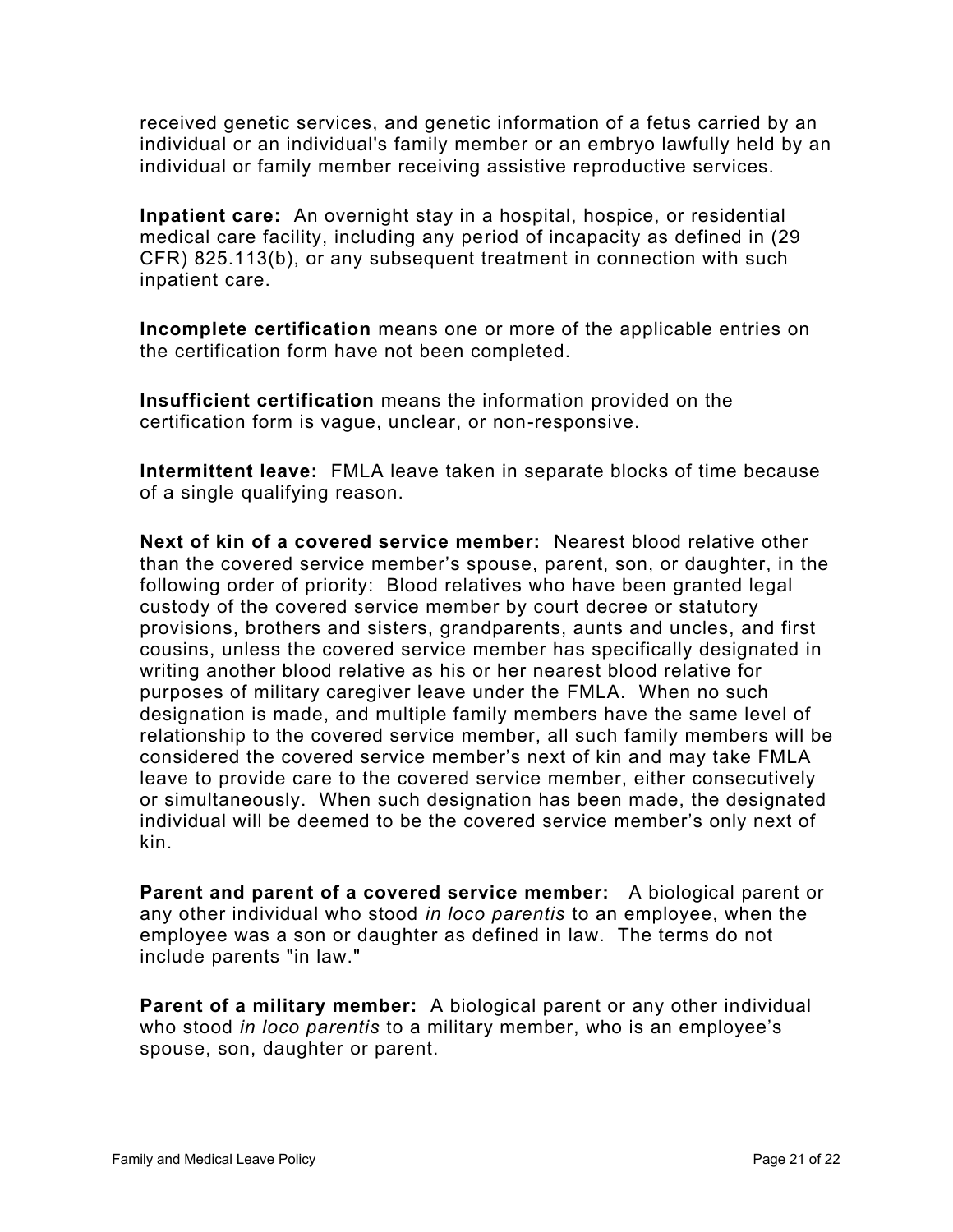received genetic services, and genetic information of a fetus carried by an individual or an individual's family member or an embryo lawfully held by an individual or family member receiving assistive reproductive services.

**Inpatient care:** An overnight stay in a hospital, hospice, or residential medical care facility, including any period of incapacity as defined in (29 CFR) 825.113(b), or any subsequent treatment in connection with such inpatient care.

**Incomplete certification** means one or more of the applicable entries on the certification form have not been completed.

**Insufficient certification** means the information provided on the certification form is vague, unclear, or non-responsive.

**Intermittent leave:** FMLA leave taken in separate blocks of time because of a single qualifying reason.

**Next of kin of a covered service member:** Nearest blood relative other than the covered service member's spouse, parent, son, or daughter, in the following order of priority: Blood relatives who have been granted legal custody of the covered service member by court decree or statutory provisions, brothers and sisters, grandparents, aunts and uncles, and first cousins, unless the covered service member has specifically designated in writing another blood relative as his or her nearest blood relative for purposes of military caregiver leave under the FMLA. When no such designation is made, and multiple family members have the same level of relationship to the covered service member, all such family members will be considered the covered service member's next of kin and may take FMLA leave to provide care to the covered service member, either consecutively or simultaneously. When such designation has been made, the designated individual will be deemed to be the covered service member's only next of kin.

**Parent and parent of a covered service member:** A biological parent or any other individual who stood *in loco parentis* to an employee, when the employee was a son or daughter as defined in law. The terms do not include parents "in law."

**Parent of a military member:** A biological parent or any other individual who stood *in loco parentis* to a military member, who is an employee's spouse, son, daughter or parent.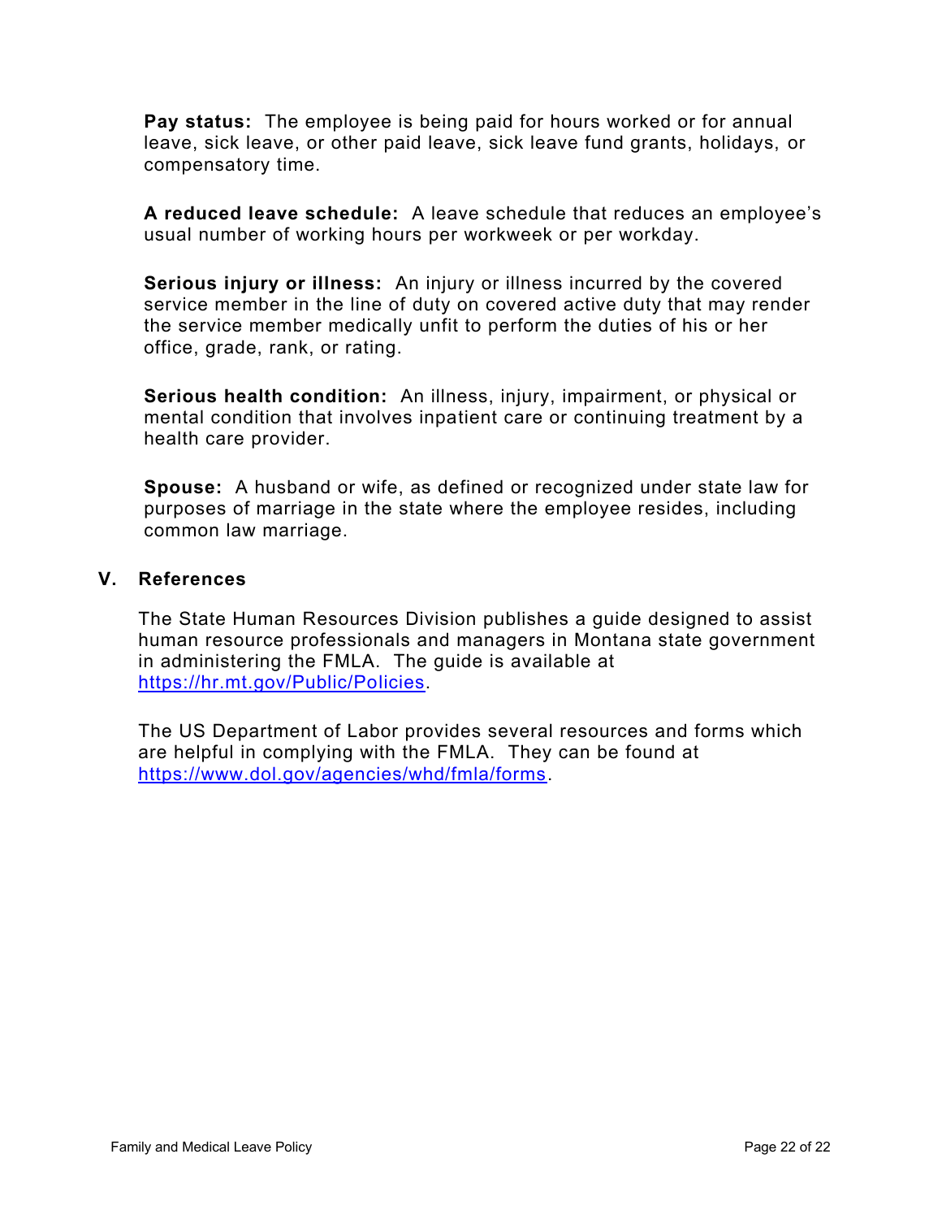**Pay status:** The employee is being paid for hours worked or for annual leave, sick leave, or other paid leave, sick leave fund grants, holidays, or compensatory time.

**A reduced leave schedule:** A leave schedule that reduces an employee's usual number of working hours per workweek or per workday.

**Serious injury or illness:** An injury or illness incurred by the covered service member in the line of duty on covered active duty that may render the service member medically unfit to perform the duties of his or her office, grade, rank, or rating.

**Serious health condition:** An illness, injury, impairment, or physical or mental condition that involves inpatient care or continuing treatment by a health care provider.

**Spouse:** A husband or wife, as defined or recognized under state law for purposes of marriage in the state where the employee resides, including common law marriage.

## V. References

The State Human Resources Division publishes a guide designed to assist human resource professionals and managers in Montana state government in administering the FMLA. The guide is available at https://hr.mt.gov/Public/Policies.

The US Department of Labor provides several resources and forms which are helpful in complying with the FMLA. They can be found at https://www.dol.gov/agencies/whd/fmla/forms.